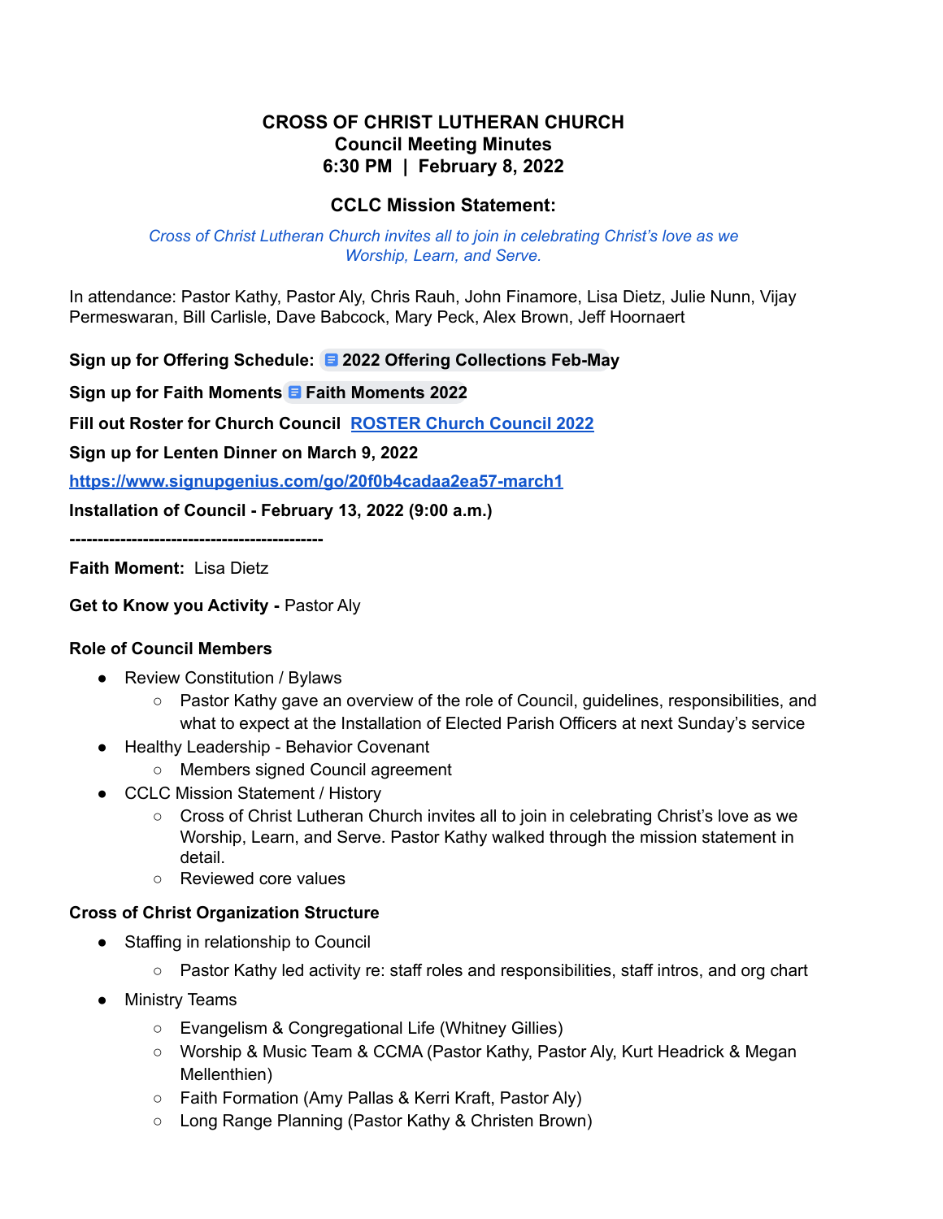**CROSS OF CHRIST LUTHERAN CHURCH**
**Council Meeting Minutes**
**6:30 PM | February 8, 2022**

**CCLC Mission Statement:**

*Cross of Christ Lutheran Church invites all to join in celebrating Christ's love as we Worship, Learn, and Serve.*

In attendance: Pastor Kathy, Pastor Aly, Chris Rauh, John Finamore, Lisa Dietz, Julie Nunn, Vijay Permeswaran, Bill Carlisle, Dave Babcock, Mary Peck, Alex Brown, Jeff Hoornaert

**Sign up for Offering Schedule: 2022 Offering Collections Feb-May**

**Sign up for Faith Moments Faith Moments 2022**

**Fill out Roster for Church Council ROSTER Church Council 2022**

**Sign up for Lenten Dinner on March 9, 2022**

**https://www.signupgenius.com/go/20f0b4cadaa2ea57-march1**

**Installation of Council - February 13, 2022 (9:00 a.m.)**

**---------------------------------------------**

**Faith Moment:** Lisa Dietz

**Get to Know you Activity -** Pastor Aly

**Role of Council Members**

- Review Constitution / Bylaws
  - Pastor Kathy gave an overview of the role of Council, guidelines, responsibilities, and what to expect at the Installation of Elected Parish Officers at next Sunday's service
- Healthy Leadership - Behavior Covenant
  - Members signed Council agreement
- CCLC Mission Statement / History
  - Cross of Christ Lutheran Church invites all to join in celebrating Christ's love as we Worship, Learn, and Serve. Pastor Kathy walked through the mission statement in detail.
  - Reviewed core values

**Cross of Christ Organization Structure**

- Staffing in relationship to Council
  - Pastor Kathy led activity re: staff roles and responsibilities, staff intros, and org chart
- Ministry Teams
  - Evangelism & Congregational Life (Whitney Gillies)
  - Worship & Music Team & CCMA (Pastor Kathy, Pastor Aly, Kurt Headrick & Megan Mellenthien)
  - Faith Formation (Amy Pallas & Kerri Kraft, Pastor Aly)
  - Long Range Planning (Pastor Kathy & Christen Brown)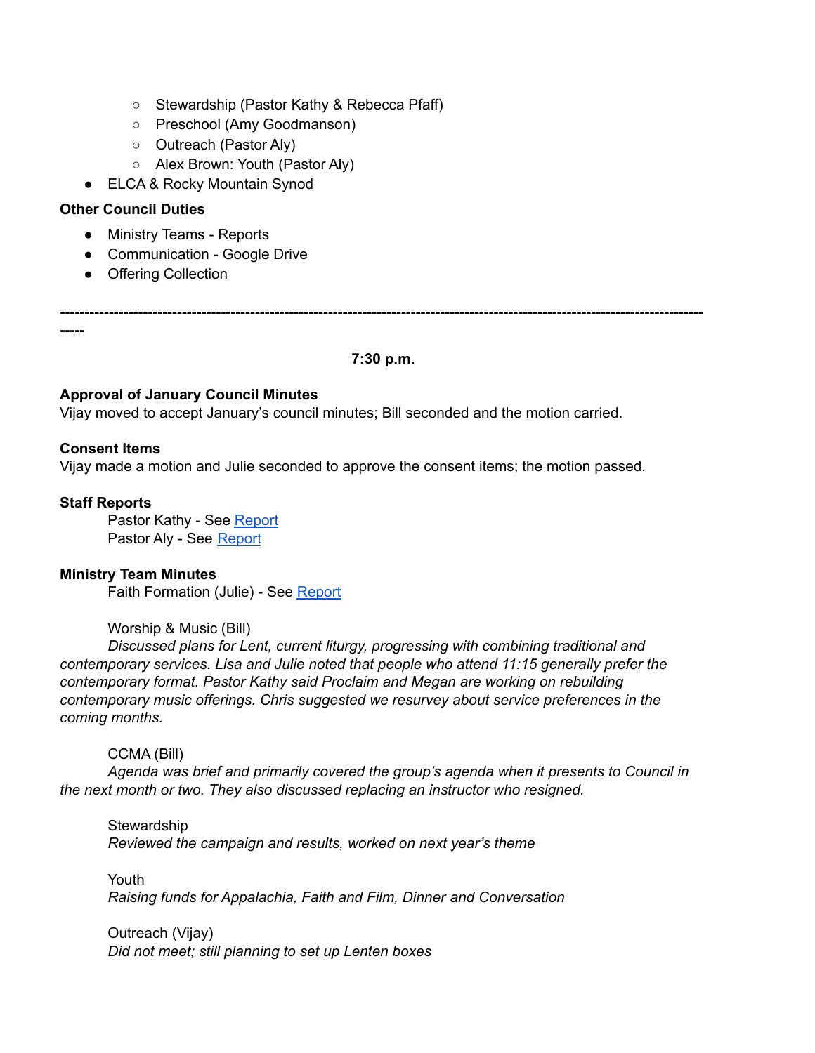- Stewardship (Pastor Kathy & Rebecca Pfaff)
    - Preschool (Amy Goodmanson)
    - Outreach (Pastor Aly)
    - Alex Brown: Youth (Pastor Aly)
- ELCA & Rocky Mountain Synod

**Other Council Duties**

- Ministry Teams - Reports
- Communication - Google Drive
- Offering Collection

**-------------------------------------------------------------------------------------------------------------------------------**
**-----**

**7:30 p.m.**

**Approval of January Council Minutes**
Vijay moved to accept January's council minutes; Bill seconded and the motion carried.

**Consent Items**
Vijay made a motion and Julie seconded to approve the consent items; the motion passed.

**Staff Reports**

Pastor Kathy - See Report
Pastor Aly - See Report

**Ministry Team Minutes**

Faith Formation (Julie) - See Report

Worship & Music (Bill)
*Discussed plans for Lent, current liturgy, progressing with combining traditional and contemporary services. Lisa and Julie noted that people who attend 11:15 generally prefer the contemporary format. Pastor Kathy said Proclaim and Megan are working on rebuilding contemporary music offerings. Chris suggested we resurvey about service preferences in the coming months.*

CCMA (Bill)
*Agenda was brief and primarily covered the group's agenda when it presents to Council in the next month or two. They also discussed replacing an instructor who resigned.*

Stewardship
*Reviewed the campaign and results, worked on next year's theme*

Youth
*Raising funds for Appalachia, Faith and Film, Dinner and Conversation*

Outreach (Vijay)
*Did not meet; still planning to set up Lenten boxes*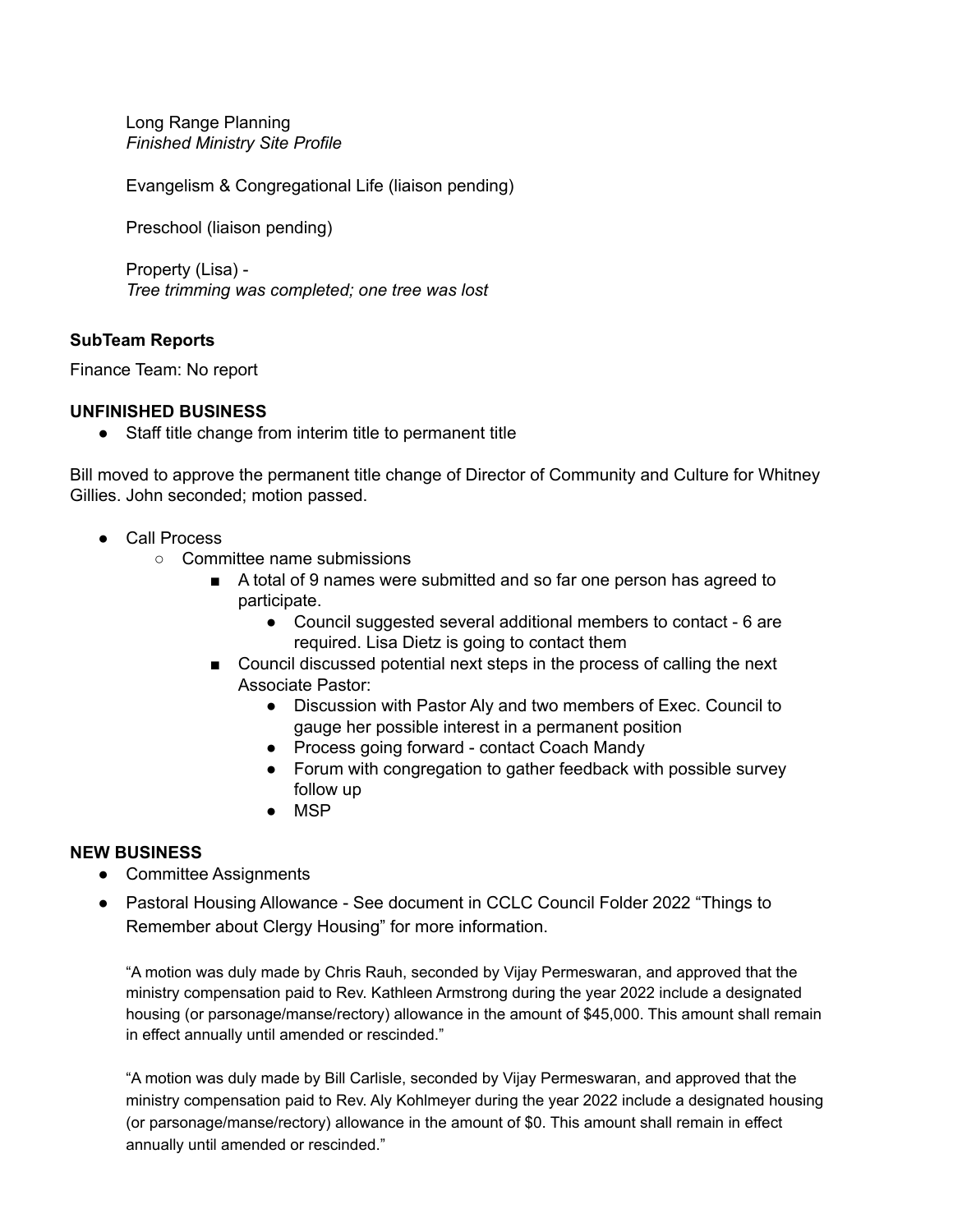Long Range Planning
*Finished Ministry Site Profile*

Evangelism & Congregational Life (liaison pending)

Preschool (liaison pending)

Property (Lisa) -
*Tree trimming was completed; one tree was lost*

**SubTeam Reports**

Finance Team: No report

**UNFINISHED BUSINESS**

- Staff title change from interim title to permanent title

Bill moved to approve the permanent title change of Director of Community and Culture for Whitney Gillies. John seconded; motion passed.

- Call Process
  - Committee name submissions
    - A total of 9 names were submitted and so far one person has agreed to participate.
      - Council suggested several additional members to contact - 6 are required. Lisa Dietz is going to contact them
    - Council discussed potential next steps in the process of calling the next Associate Pastor:
      - Discussion with Pastor Aly and two members of Exec. Council to gauge her possible interest in a permanent position
      - Process going forward - contact Coach Mandy
      - Forum with congregation to gather feedback with possible survey follow up
      - MSP

**NEW BUSINESS**

- Committee Assignments
- Pastoral Housing Allowance - See document in CCLC Council Folder 2022 "Things to Remember about Clergy Housing" for more information.

  "A motion was duly made by Chris Rauh, seconded by Vijay Permeswaran, and approved that the ministry compensation paid to Rev. Kathleen Armstrong during the year 2022 include a designated housing (or parsonage/manse/rectory) allowance in the amount of $45,000. This amount shall remain in effect annually until amended or rescinded."

  "A motion was duly made by Bill Carlisle, seconded by Vijay Permeswaran, and approved that the ministry compensation paid to Rev. Aly Kohlmeyer during the year 2022 include a designated housing (or parsonage/manse/rectory) allowance in the amount of $0. This amount shall remain in effect annually until amended or rescinded."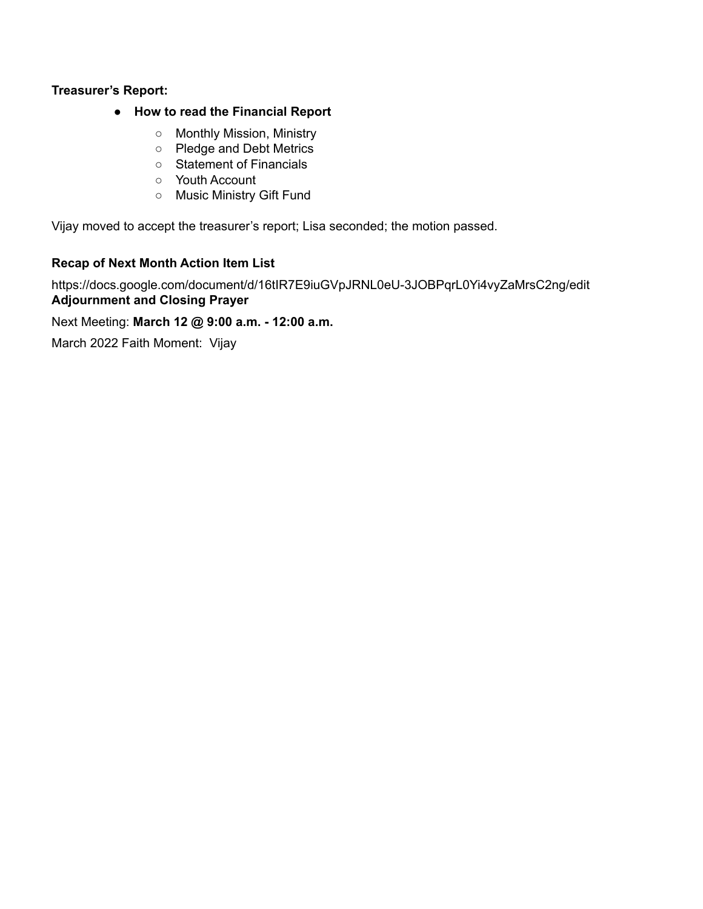**Treasurer's Report:**

- **How to read the Financial Report**
  - Monthly Mission, Ministry
  - Pledge and Debt Metrics
  - Statement of Financials
  - Youth Account
  - Music Ministry Gift Fund

Vijay moved to accept the treasurer's report; Lisa seconded; the motion passed.

**Recap of Next Month Action Item List**

https://docs.google.com/document/d/16tIR7E9iuGVpJRNL0eU-3JOBPqrL0Yi4vyZaMrsC2ng/edit

**Adjournment and Closing Prayer**

Next Meeting: **March 12 @ 9:00 a.m. - 12:00 a.m.**

March 2022 Faith Moment: Vijay